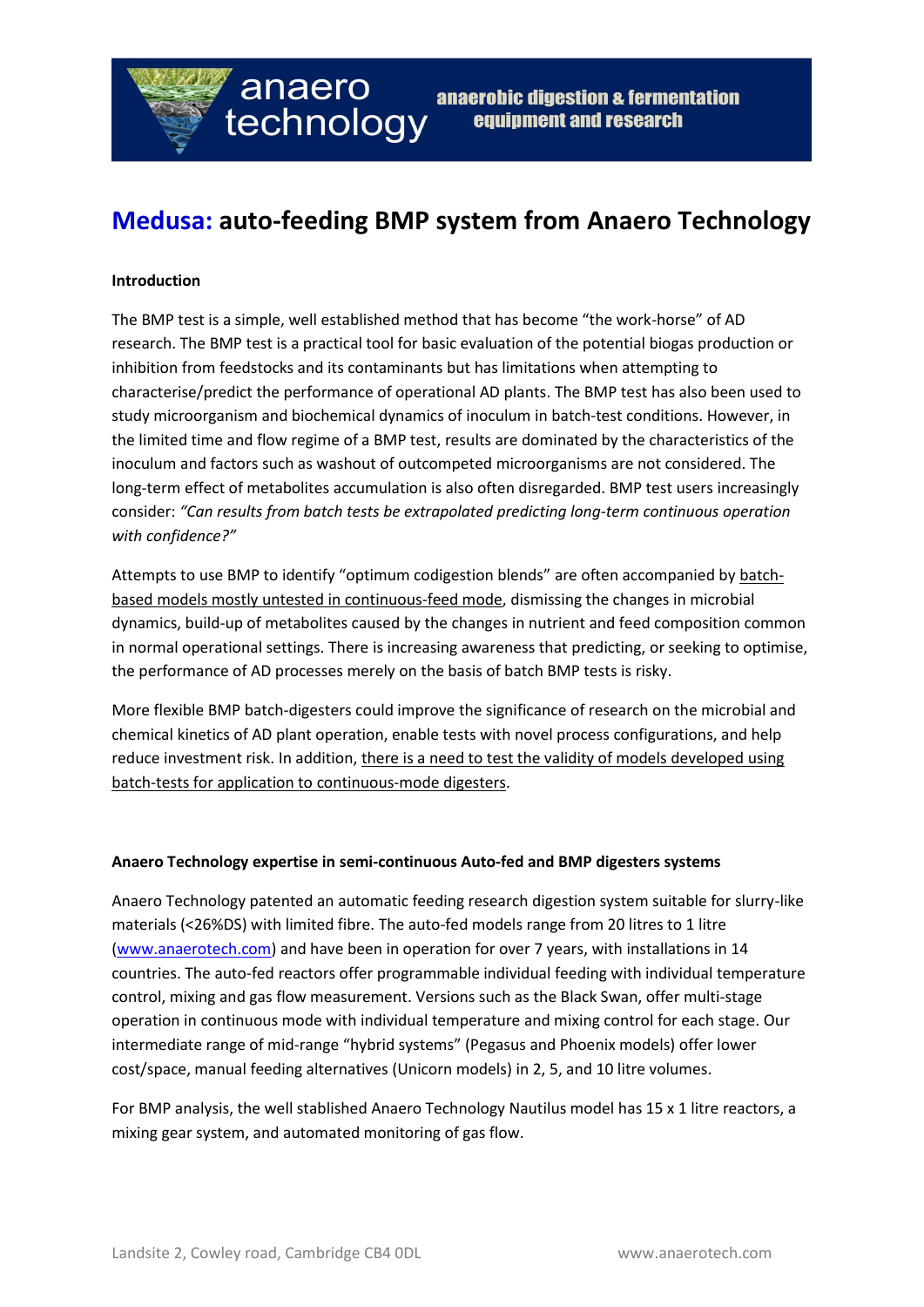anaero technology

anaerobic digestion & fermentation equipment and research

# Medusa: auto-feeding BMP system from Anaero Technology

**Introduction**

The BMP test is a simple, well established method that has become "the work-horse" of AD research. The BMP test is a practical tool for basic evaluation of the potential biogas production or inhibition from feedstocks and its contaminants but has limitations when attempting to characterise/predict the performance of operational AD plants. The BMP test has also been used to study microorganism and biochemical dynamics of inoculum in batch-test conditions. However, in the limited time and flow regime of a BMP test, results are dominated by the characteristics of the inoculum and factors such as washout of outcompeted microorganisms are not considered. The long-term effect of metabolites accumulation is also often disregarded. BMP test users increasingly consider: *"Can results from batch tests be extrapolated predicting long-term continuous operation with confidence?"*

Attempts to use BMP to identify "optimum codigestion blends" are often accompanied by batch-based models mostly untested in continuous-feed mode, dismissing the changes in microbial dynamics, build-up of metabolites caused by the changes in nutrient and feed composition common in normal operational settings. There is increasing awareness that predicting, or seeking to optimise, the performance of AD processes merely on the basis of batch BMP tests is risky.

More flexible BMP batch-digesters could improve the significance of research on the microbial and chemical kinetics of AD plant operation, enable tests with novel process configurations, and help reduce investment risk. In addition, there is a need to test the validity of models developed using batch-tests for application to continuous-mode digesters.

**Anaero Technology expertise in semi-continuous Auto-fed and BMP digesters systems**

Anaero Technology patented an automatic feeding research digestion system suitable for slurry-like materials (<26%DS) with limited fibre. The auto-fed models range from 20 litres to 1 litre (www.anaerotech.com) and have been in operation for over 7 years, with installations in 14 countries. The auto-fed reactors offer programmable individual feeding with individual temperature control, mixing and gas flow measurement. Versions such as the Black Swan, offer multi-stage operation in continuous mode with individual temperature and mixing control for each stage. Our intermediate range of mid-range "hybrid systems" (Pegasus and Phoenix models) offer lower cost/space, manual feeding alternatives (Unicorn models) in 2, 5, and 10 litre volumes.

For BMP analysis, the well stablished Anaero Technology Nautilus model has 15 x 1 litre reactors, a mixing gear system, and automated monitoring of gas flow.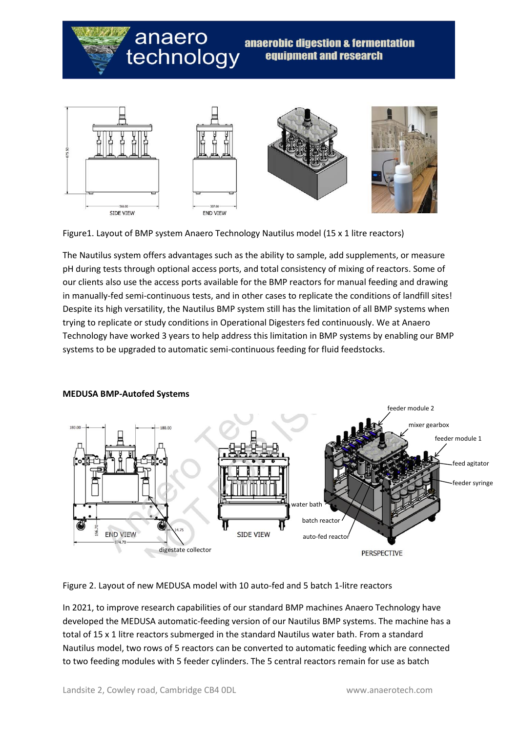Figure1. Layout of BMP system Anaero Technology Nautilus model (15 x 1 litre reactors)

The Nautilus system offers advantages such as the ability to sample, add supplements, or measure pH during tests through optional access ports, and total consistency of mixing of reactors. Some of our clients also use the access ports available for the BMP reactors for manual feeding and drawing in manually-fed semi-continuous tests, and in other cases to replicate the conditions of landfill sites! Despite its high versatility, the Nautilus BMP system still has the limitation of all BMP systems when trying to replicate or study conditions in Operational Digesters fed continuously. We at Anaero Technology have worked 3 years to help address this limitation in BMP systems by enabling our BMP systems to be upgraded to automatic semi-continuous feeding for fluid feedstocks.

**MEDUSA BMP-Autofed Systems**

Figure 2. Layout of new MEDUSA model with 10 auto-fed and 5 batch 1-litre reactors

In 2021, to improve research capabilities of our standard BMP machines Anaero Technology have developed the MEDUSA automatic-feeding version of our Nautilus BMP systems. The machine has a total of 15 x 1 litre reactors submerged in the standard Nautilus water bath. From a standard Nautilus model, two rows of 5 reactors can be converted to automatic feeding which are connected to two feeding modules with 5 feeder cylinders. The 5 central reactors remain for use as batch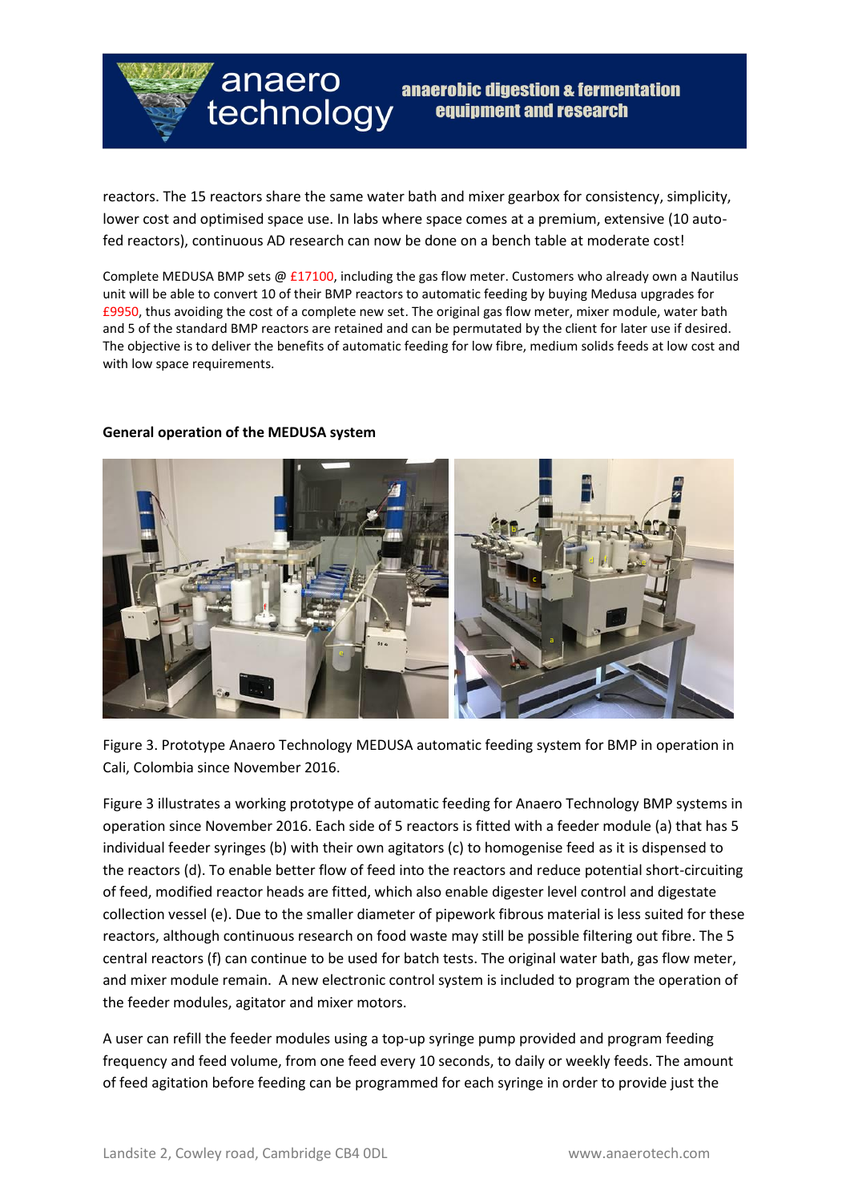reactors. The 15 reactors share the same water bath and mixer gearbox for consistency, simplicity, lower cost and optimised space use. In labs where space comes at a premium, extensive (10 auto-fed reactors), continuous AD research can now be done on a bench table at moderate cost!

Complete MEDUSA BMP sets @ £17100, including the gas flow meter. Customers who already own a Nautilus unit will be able to convert 10 of their BMP reactors to automatic feeding by buying Medusa upgrades for £9950, thus avoiding the cost of a complete new set. The original gas flow meter, mixer module, water bath and 5 of the standard BMP reactors are retained and can be permutated by the client for later use if desired. The objective is to deliver the benefits of automatic feeding for low fibre, medium solids feeds at low cost and with low space requirements.

**General operation of the MEDUSA system**

Figure 3. Prototype Anaero Technology MEDUSA automatic feeding system for BMP in operation in Cali, Colombia since November 2016.

Figure 3 illustrates a working prototype of automatic feeding for Anaero Technology BMP systems in operation since November 2016. Each side of 5 reactors is fitted with a feeder module (a) that has 5 individual feeder syringes (b) with their own agitators (c) to homogenise feed as it is dispensed to the reactors (d). To enable better flow of feed into the reactors and reduce potential short-circuiting of feed, modified reactor heads are fitted, which also enable digester level control and digestate collection vessel (e). Due to the smaller diameter of pipework fibrous material is less suited for these reactors, although continuous research on food waste may still be possible filtering out fibre. The 5 central reactors (f) can continue to be used for batch tests. The original water bath, gas flow meter, and mixer module remain. A new electronic control system is included to program the operation of the feeder modules, agitator and mixer motors.

A user can refill the feeder modules using a top-up syringe pump provided and program feeding frequency and feed volume, from one feed every 10 seconds, to daily or weekly feeds. The amount of feed agitation before feeding can be programmed for each syringe in order to provide just the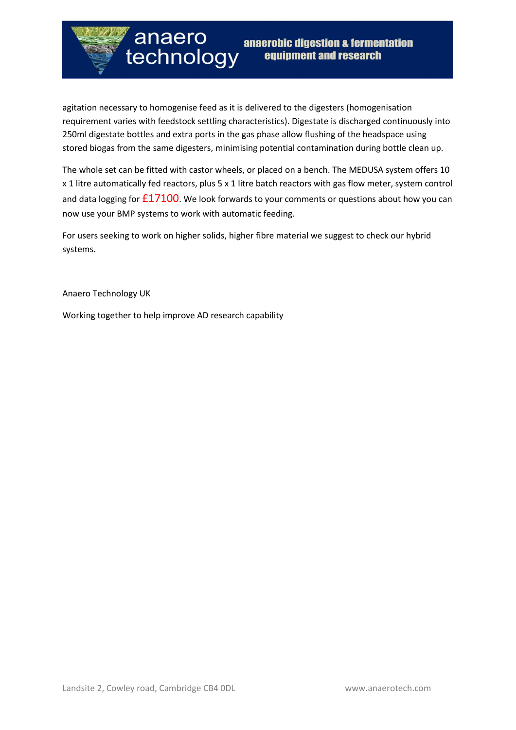agitation necessary to homogenise feed as it is delivered to the digesters (homogenisation requirement varies with feedstock settling characteristics). Digestate is discharged continuously into 250ml digestate bottles and extra ports in the gas phase allow flushing of the headspace using stored biogas from the same digesters, minimising potential contamination during bottle clean up.

The whole set can be fitted with castor wheels, or placed on a bench. The MEDUSA system offers 10 x 1 litre automatically fed reactors, plus 5 x 1 litre batch reactors with gas flow meter, system control and data logging for £17100. We look forwards to your comments or questions about how you can now use your BMP systems to work with automatic feeding.

For users seeking to work on higher solids, higher fibre material we suggest to check our hybrid systems.

Anaero Technology UK

Working together to help improve AD research capability